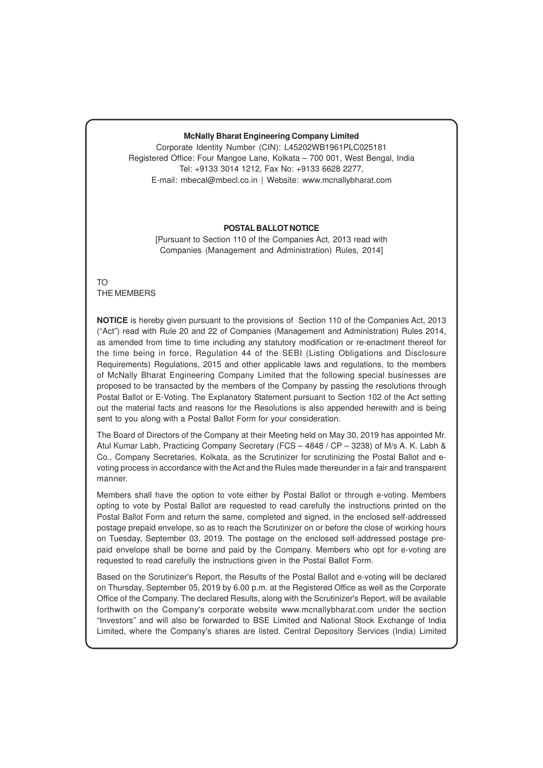**McNally Bharat Engineering Company Limited**

Corporate Identity Number (CIN): L45202WB1961PLC025181
Registered Office: Four Mangoe Lane, Kolkata – 700 001, West Bengal, India
Tel: +9133 3014 1212, Fax No: +9133 6628 2277,
E-mail: mbecal@mbecl.co.in | Website: www.mcnallybharat.com

**POSTAL BALLOT NOTICE**

[Pursuant to Section 110 of the Companies Act, 2013 read with Companies (Management and Administration) Rules, 2014]

TO
THE MEMBERS

**NOTICE** is hereby given pursuant to the provisions of Section 110 of the Companies Act, 2013 ("Act") read with Rule 20 and 22 of Companies (Management and Administration) Rules 2014, as amended from time to time including any statutory modification or re-enactment thereof for the time being in force, Regulation 44 of the SEBI (Listing Obligations and Disclosure Requirements) Regulations, 2015 and other applicable laws and regulations, to the members of McNally Bharat Engineering Company Limited that the following special businesses are proposed to be transacted by the members of the Company by passing the resolutions through Postal Ballot or E-Voting. The Explanatory Statement pursuant to Section 102 of the Act setting out the material facts and reasons for the Resolutions is also appended herewith and is being sent to you along with a Postal Ballot Form for your consideration.

The Board of Directors of the Company at their Meeting held on May 30, 2019 has appointed Mr. Atul Kumar Labh, Practicing Company Secretary (FCS – 4848 / CP – 3238) of M/s A. K. Labh & Co., Company Secretaries, Kolkata, as the Scrutinizer for scrutinizing the Postal Ballot and e-voting process in accordance with the Act and the Rules made thereunder in a fair and transparent manner.

Members shall have the option to vote either by Postal Ballot or through e-voting. Members opting to vote by Postal Ballot are requested to read carefully the instructions printed on the Postal Ballot Form and return the same, completed and signed, in the enclosed self-addressed postage prepaid envelope, so as to reach the Scrutinizer on or before the close of working hours on Tuesday, September 03, 2019. The postage on the enclosed self-addressed postage pre-paid envelope shall be borne and paid by the Company. Members who opt for e-voting are requested to read carefully the instructions given in the Postal Ballot Form.

Based on the Scrutinizer's Report, the Results of the Postal Ballot and e-voting will be declared on Thursday, September 05, 2019 by 6.00 p.m. at the Registered Office as well as the Corporate Office of the Company. The declared Results, along with the Scrutinizer's Report, will be available forthwith on the Company's corporate website www.mcnallybharat.com under the section "Investors" and will also be forwarded to BSE Limited and National Stock Exchange of India Limited, where the Company's shares are listed. Central Depository Services (India) Limited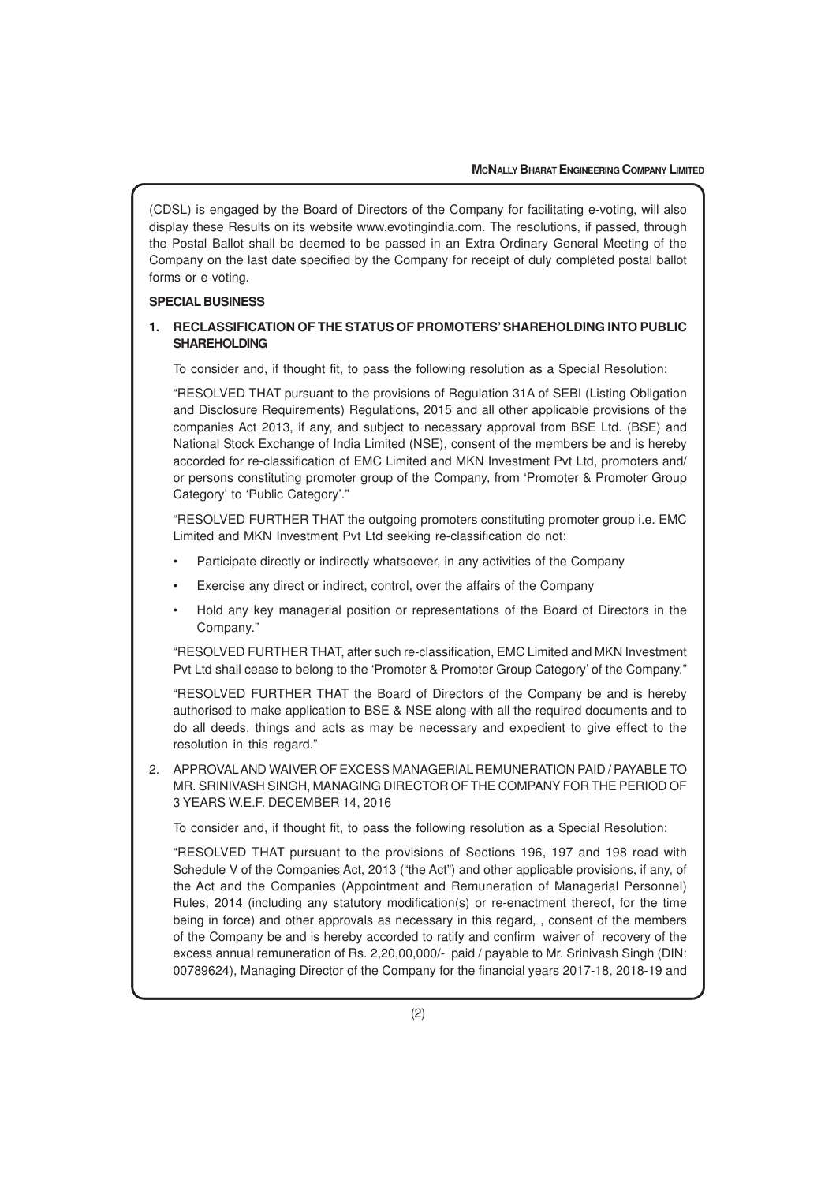(CDSL) is engaged by the Board of Directors of the Company for facilitating e-voting, will also display these Results on its website www.evotingindia.com. The resolutions, if passed, through the Postal Ballot shall be deemed to be passed in an Extra Ordinary General Meeting of the Company on the last date specified by the Company for receipt of duly completed postal ballot forms or e-voting.

**SPECIAL BUSINESS**

**1. RECLASSIFICATION OF THE STATUS OF PROMOTERS' SHAREHOLDING INTO PUBLIC SHAREHOLDING**

To consider and, if thought fit, to pass the following resolution as a Special Resolution:

"RESOLVED THAT pursuant to the provisions of Regulation 31A of SEBI (Listing Obligation and Disclosure Requirements) Regulations, 2015 and all other applicable provisions of the companies Act 2013, if any, and subject to necessary approval from BSE Ltd. (BSE) and National Stock Exchange of India Limited (NSE), consent of the members be and is hereby accorded for re-classification of EMC Limited and MKN Investment Pvt Ltd, promoters and/ or persons constituting promoter group of the Company, from 'Promoter & Promoter Group Category' to 'Public Category'."

"RESOLVED FURTHER THAT the outgoing promoters constituting promoter group i.e. EMC Limited and MKN Investment Pvt Ltd seeking re-classification do not:

- Participate directly or indirectly whatsoever, in any activities of the Company
- Exercise any direct or indirect, control, over the affairs of the Company
- Hold any key managerial position or representations of the Board of Directors in the Company."

"RESOLVED FURTHER THAT, after such re-classification, EMC Limited and MKN Investment Pvt Ltd shall cease to belong to the 'Promoter & Promoter Group Category' of the Company."

"RESOLVED FURTHER THAT the Board of Directors of the Company be and is hereby authorised to make application to BSE & NSE along-with all the required documents and to do all deeds, things and acts as may be necessary and expedient to give effect to the resolution in this regard."

2. APPROVAL AND WAIVER OF EXCESS MANAGERIAL REMUNERATION PAID / PAYABLE TO MR. SRINIVASH SINGH, MANAGING DIRECTOR OF THE COMPANY FOR THE PERIOD OF 3 YEARS W.E.F. DECEMBER 14, 2016

To consider and, if thought fit, to pass the following resolution as a Special Resolution:

"RESOLVED THAT pursuant to the provisions of Sections 196, 197 and 198 read with Schedule V of the Companies Act, 2013 ("the Act") and other applicable provisions, if any, of the Act and the Companies (Appointment and Remuneration of Managerial Personnel) Rules, 2014 (including any statutory modification(s) or re-enactment thereof, for the time being in force) and other approvals as necessary in this regard, , consent of the members of the Company be and is hereby accorded to ratify and confirm waiver of recovery of the excess annual remuneration of Rs. 2,20,00,000/- paid / payable to Mr. Srinivash Singh (DIN: 00789624), Managing Director of the Company for the financial years 2017-18, 2018-19 and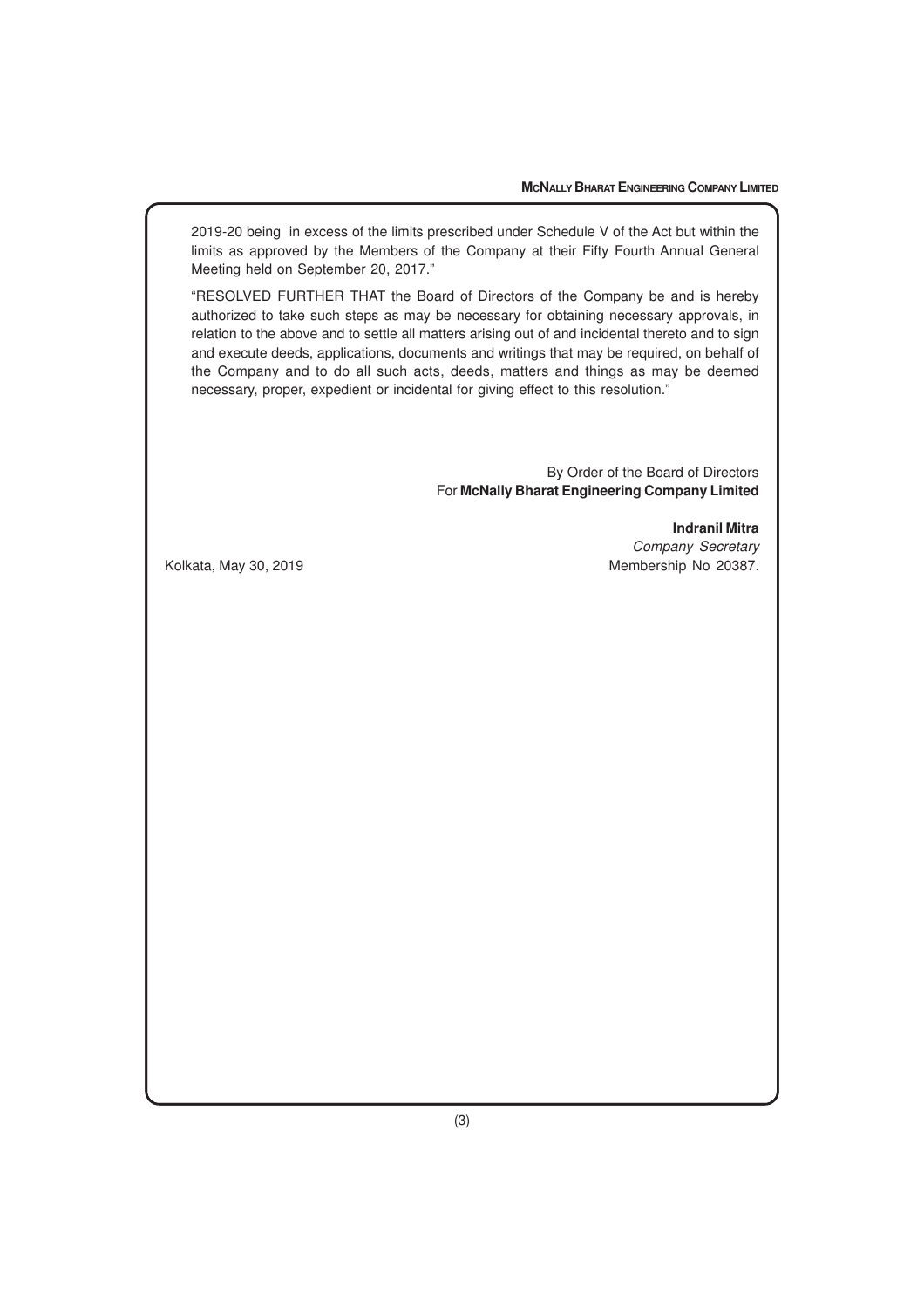2019-20 being in excess of the limits prescribed under Schedule V of the Act but within the limits as approved by the Members of the Company at their Fifty Fourth Annual General Meeting held on September 20, 2017."

"RESOLVED FURTHER THAT the Board of Directors of the Company be and is hereby authorized to take such steps as may be necessary for obtaining necessary approvals, in relation to the above and to settle all matters arising out of and incidental thereto and to sign and execute deeds, applications, documents and writings that may be required, on behalf of the Company and to do all such acts, deeds, matters and things as may be deemed necessary, proper, expedient or incidental for giving effect to this resolution."

By Order of the Board of Directors
For **McNally Bharat Engineering Company Limited**

**Indranil Mitra**
*Company Secretary*
Membership No 20387.

Kolkata, May 30, 2019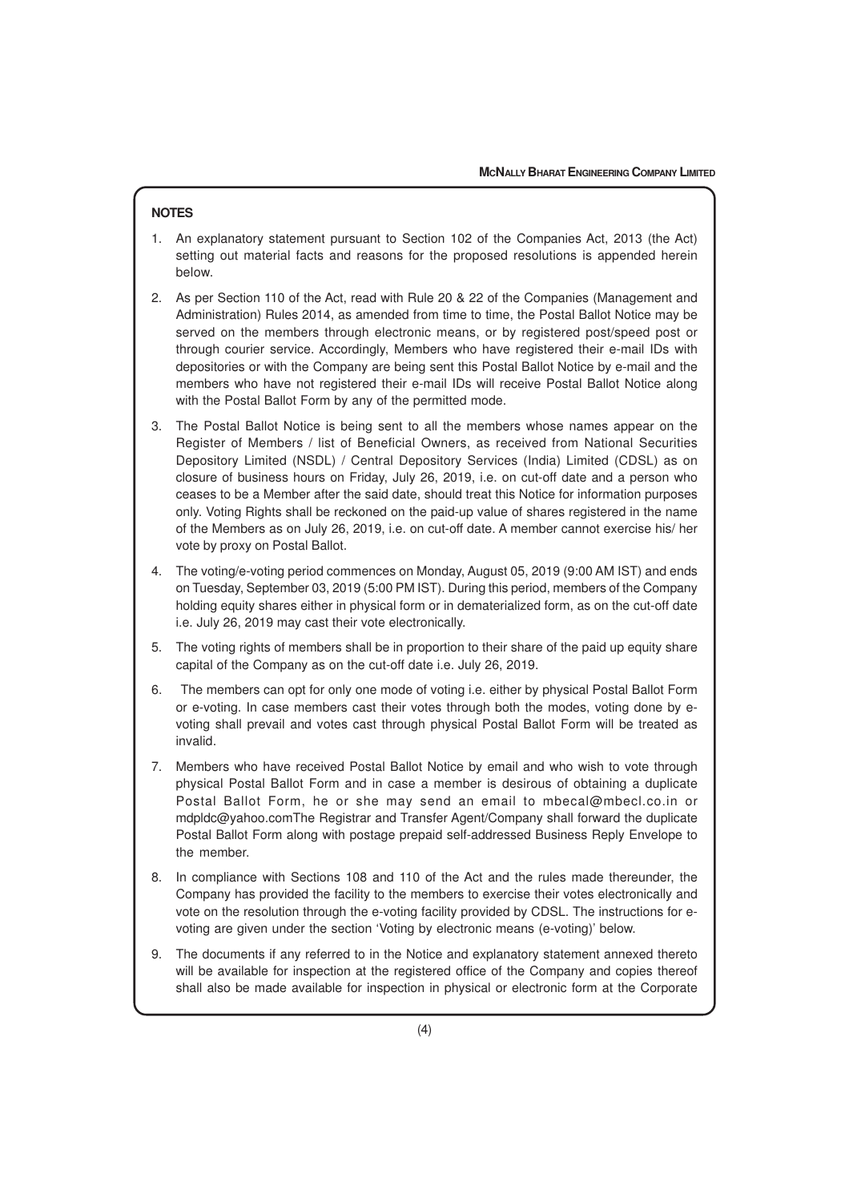## NOTES

1. An explanatory statement pursuant to Section 102 of the Companies Act, 2013 (the Act) setting out material facts and reasons for the proposed resolutions is appended herein below.

2. As per Section 110 of the Act, read with Rule 20 & 22 of the Companies (Management and Administration) Rules 2014, as amended from time to time, the Postal Ballot Notice may be served on the members through electronic means, or by registered post/speed post or through courier service. Accordingly, Members who have registered their e-mail IDs with depositories or with the Company are being sent this Postal Ballot Notice by e-mail and the members who have not registered their e-mail IDs will receive Postal Ballot Notice along with the Postal Ballot Form by any of the permitted mode.

3. The Postal Ballot Notice is being sent to all the members whose names appear on the Register of Members / list of Beneficial Owners, as received from National Securities Depository Limited (NSDL) / Central Depository Services (India) Limited (CDSL) as on closure of business hours on Friday, July 26, 2019, i.e. on cut-off date and a person who ceases to be a Member after the said date, should treat this Notice for information purposes only. Voting Rights shall be reckoned on the paid-up value of shares registered in the name of the Members as on July 26, 2019, i.e. on cut-off date. A member cannot exercise his/ her vote by proxy on Postal Ballot.

4. The voting/e-voting period commences on Monday, August 05, 2019 (9:00 AM IST) and ends on Tuesday, September 03, 2019 (5:00 PM IST). During this period, members of the Company holding equity shares either in physical form or in dematerialized form, as on the cut-off date i.e. July 26, 2019 may cast their vote electronically.

5. The voting rights of members shall be in proportion to their share of the paid up equity share capital of the Company as on the cut-off date i.e. July 26, 2019.

6. The members can opt for only one mode of voting i.e. either by physical Postal Ballot Form or e-voting. In case members cast their votes through both the modes, voting done by e-voting shall prevail and votes cast through physical Postal Ballot Form will be treated as invalid.

7. Members who have received Postal Ballot Notice by email and who wish to vote through physical Postal Ballot Form and in case a member is desirous of obtaining a duplicate Postal Ballot Form, he or she may send an email to mbecal@mbecl.co.in or mdpldc@yahoo.comThe Registrar and Transfer Agent/Company shall forward the duplicate Postal Ballot Form along with postage prepaid self-addressed Business Reply Envelope to the member.

8. In compliance with Sections 108 and 110 of the Act and the rules made thereunder, the Company has provided the facility to the members to exercise their votes electronically and vote on the resolution through the e-voting facility provided by CDSL. The instructions for e-voting are given under the section 'Voting by electronic means (e-voting)' below.

9. The documents if any referred to in the Notice and explanatory statement annexed thereto will be available for inspection at the registered office of the Company and copies thereof shall also be made available for inspection in physical or electronic form at the Corporate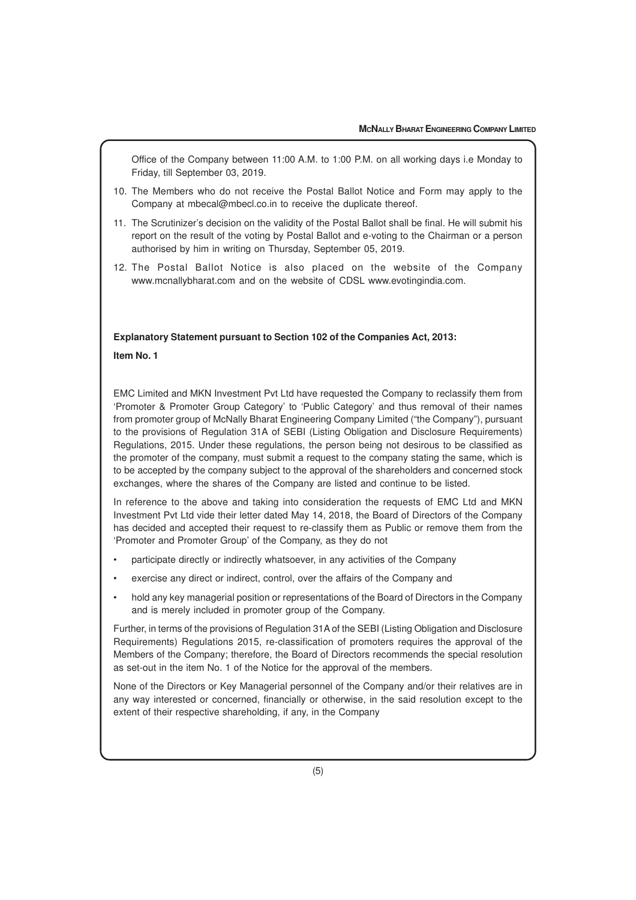Office of the Company between 11:00 A.M. to 1:00 P.M. on all working days i.e Monday to Friday, till September 03, 2019.

10. The Members who do not receive the Postal Ballot Notice and Form may apply to the Company at mbecal@mbecl.co.in to receive the duplicate thereof.

11. The Scrutinizer's decision on the validity of the Postal Ballot shall be final. He will submit his report on the result of the voting by Postal Ballot and e-voting to the Chairman or a person authorised by him in writing on Thursday, September 05, 2019.

12. The Postal Ballot Notice is also placed on the website of the Company www.mcnallybharat.com and on the website of CDSL www.evotingindia.com.

**Explanatory Statement pursuant to Section 102 of the Companies Act, 2013:**

**Item No. 1**

EMC Limited and MKN Investment Pvt Ltd have requested the Company to reclassify them from 'Promoter & Promoter Group Category' to 'Public Category' and thus removal of their names from promoter group of McNally Bharat Engineering Company Limited ("the Company"), pursuant to the provisions of Regulation 31A of SEBI (Listing Obligation and Disclosure Requirements) Regulations, 2015. Under these regulations, the person being not desirous to be classified as the promoter of the company, must submit a request to the company stating the same, which is to be accepted by the company subject to the approval of the shareholders and concerned stock exchanges, where the shares of the Company are listed and continue to be listed.

In reference to the above and taking into consideration the requests of EMC Ltd and MKN Investment Pvt Ltd vide their letter dated May 14, 2018, the Board of Directors of the Company has decided and accepted their request to re-classify them as Public or remove them from the 'Promoter and Promoter Group' of the Company, as they do not

- participate directly or indirectly whatsoever, in any activities of the Company
- exercise any direct or indirect, control, over the affairs of the Company and
- hold any key managerial position or representations of the Board of Directors in the Company and is merely included in promoter group of the Company.

Further, in terms of the provisions of Regulation 31A of the SEBI (Listing Obligation and Disclosure Requirements) Regulations 2015, re-classification of promoters requires the approval of the Members of the Company; therefore, the Board of Directors recommends the special resolution as set-out in the item No. 1 of the Notice for the approval of the members.

None of the Directors or Key Managerial personnel of the Company and/or their relatives are in any way interested or concerned, financially or otherwise, in the said resolution except to the extent of their respective shareholding, if any, in the Company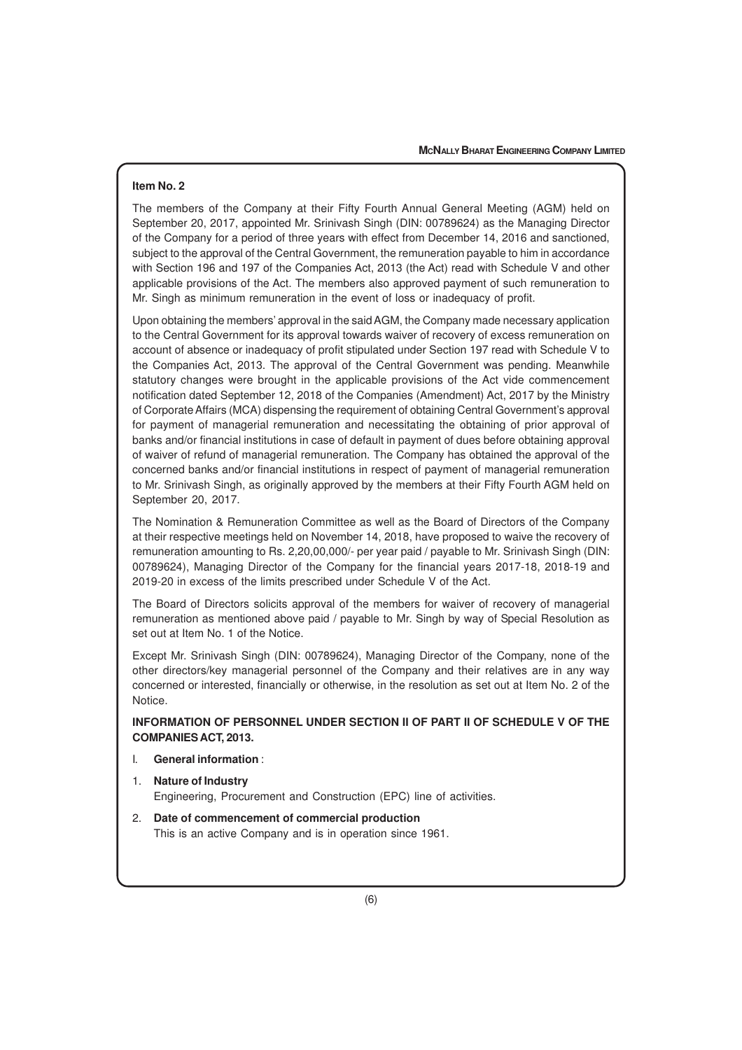**Item No. 2**

The members of the Company at their Fifty Fourth Annual General Meeting (AGM) held on September 20, 2017, appointed Mr. Srinivash Singh (DIN: 00789624) as the Managing Director of the Company for a period of three years with effect from December 14, 2016 and sanctioned, subject to the approval of the Central Government, the remuneration payable to him in accordance with Section 196 and 197 of the Companies Act, 2013 (the Act) read with Schedule V and other applicable provisions of the Act. The members also approved payment of such remuneration to Mr. Singh as minimum remuneration in the event of loss or inadequacy of profit.

Upon obtaining the members' approval in the said AGM, the Company made necessary application to the Central Government for its approval towards waiver of recovery of excess remuneration on account of absence or inadequacy of profit stipulated under Section 197 read with Schedule V to the Companies Act, 2013. The approval of the Central Government was pending. Meanwhile statutory changes were brought in the applicable provisions of the Act vide commencement notification dated September 12, 2018 of the Companies (Amendment) Act, 2017 by the Ministry of Corporate Affairs (MCA) dispensing the requirement of obtaining Central Government's approval for payment of managerial remuneration and necessitating the obtaining of prior approval of banks and/or financial institutions in case of default in payment of dues before obtaining approval of waiver of refund of managerial remuneration. The Company has obtained the approval of the concerned banks and/or financial institutions in respect of payment of managerial remuneration to Mr. Srinivash Singh, as originally approved by the members at their Fifty Fourth AGM held on September 20, 2017.

The Nomination & Remuneration Committee as well as the Board of Directors of the Company at their respective meetings held on November 14, 2018, have proposed to waive the recovery of remuneration amounting to Rs. 2,20,00,000/- per year paid / payable to Mr. Srinivash Singh (DIN: 00789624), Managing Director of the Company for the financial years 2017-18, 2018-19 and 2019-20 in excess of the limits prescribed under Schedule V of the Act.

The Board of Directors solicits approval of the members for waiver of recovery of managerial remuneration as mentioned above paid / payable to Mr. Singh by way of Special Resolution as set out at Item No. 1 of the Notice.

Except Mr. Srinivash Singh (DIN: 00789624), Managing Director of the Company, none of the other directors/key managerial personnel of the Company and their relatives are in any way concerned or interested, financially or otherwise, in the resolution as set out at Item No. 2 of the Notice.

**INFORMATION OF PERSONNEL UNDER SECTION II OF PART II OF SCHEDULE V OF THE COMPANIES ACT, 2013.**

I. **General information** :

1. **Nature of Industry**
   Engineering, Procurement and Construction (EPC) line of activities.
2. **Date of commencement of commercial production**
   This is an active Company and is in operation since 1961.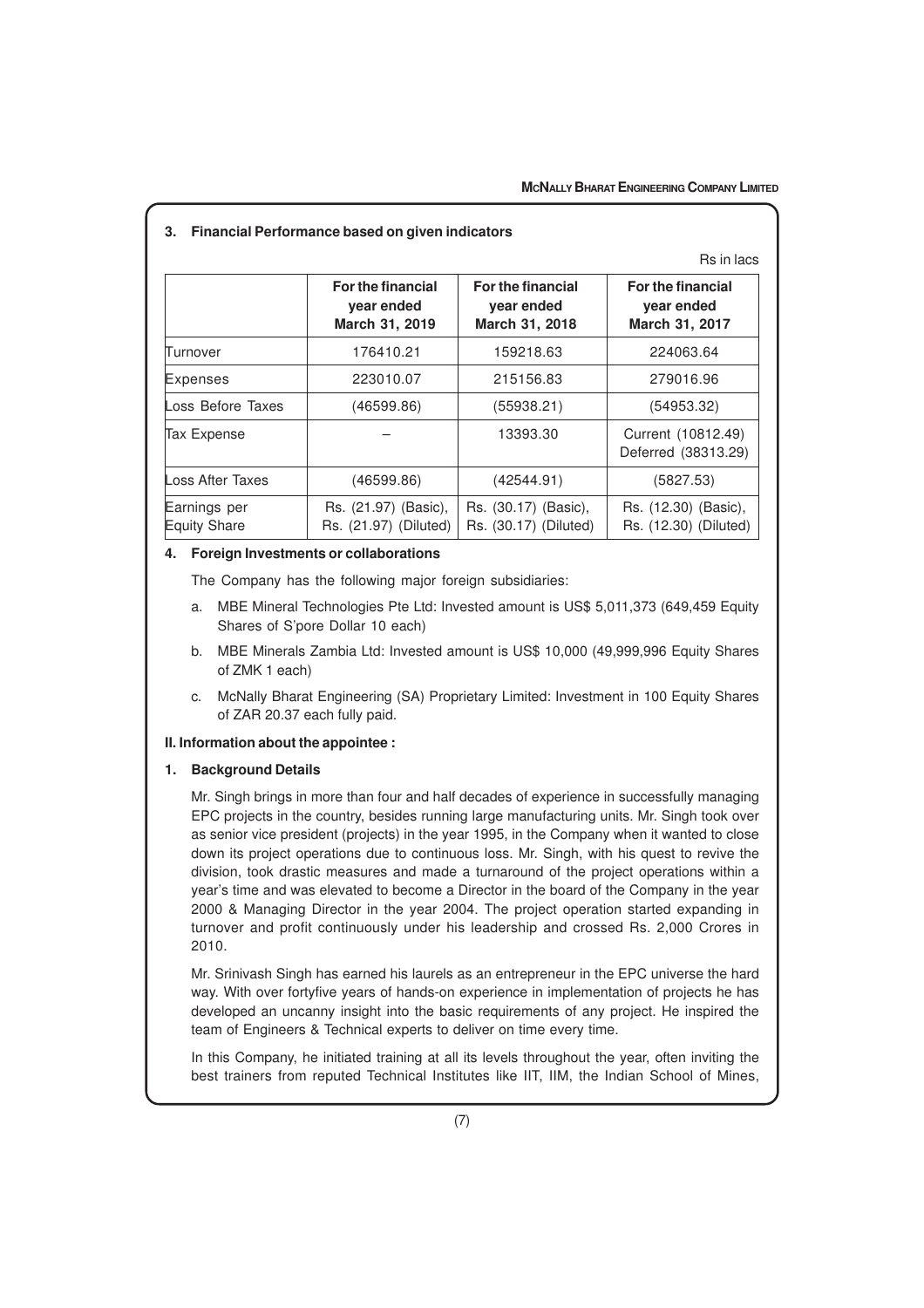### 3. Financial Performance based on given indicators

Rs in lacs

| | For the financial year ended March 31, 2019 | For the financial year ended March 31, 2018 | For the financial year ended March 31, 2017 |
|---|---|---|---|
| Turnover | 176410.21 | 159218.63 | 224063.64 |
| Expenses | 223010.07 | 215156.83 | 279016.96 |
| Loss Before Taxes | (46599.86) | (55938.21) | (54953.32) |
| Tax Expense | – | 13393.30 | Current (10812.49) Deferred (38313.29) |
| Loss After Taxes | (46599.86) | (42544.91) | (5827.53) |
| Earnings per Equity Share | Rs. (21.97) (Basic), Rs. (21.97) (Diluted) | Rs. (30.17) (Basic), Rs. (30.17) (Diluted) | Rs. (12.30) (Basic), Rs. (12.30) (Diluted) |

### 4. Foreign Investments or collaborations

The Company has the following major foreign subsidiaries:

a. MBE Mineral Technologies Pte Ltd: Invested amount is US$ 5,011,373 (649,459 Equity Shares of S'pore Dollar 10 each)

b. MBE Minerals Zambia Ltd: Invested amount is US$ 10,000 (49,999,996 Equity Shares of ZMK 1 each)

c. McNally Bharat Engineering (SA) Proprietary Limited: Investment in 100 Equity Shares of ZAR 20.37 each fully paid.

## II. Information about the appointee :

### 1. Background Details

Mr. Singh brings in more than four and half decades of experience in successfully managing EPC projects in the country, besides running large manufacturing units. Mr. Singh took over as senior vice president (projects) in the year 1995, in the Company when it wanted to close down its project operations due to continuous loss. Mr. Singh, with his quest to revive the division, took drastic measures and made a turnaround of the project operations within a year's time and was elevated to become a Director in the board of the Company in the year 2000 & Managing Director in the year 2004. The project operation started expanding in turnover and profit continuously under his leadership and crossed Rs. 2,000 Crores in 2010.

Mr. Srinivash Singh has earned his laurels as an entrepreneur in the EPC universe the hard way. With over fortyfive years of hands-on experience in implementation of projects he has developed an uncanny insight into the basic requirements of any project. He inspired the team of Engineers & Technical experts to deliver on time every time.

In this Company, he initiated training at all its levels throughout the year, often inviting the best trainers from reputed Technical Institutes like IIT, IIM, the Indian School of Mines,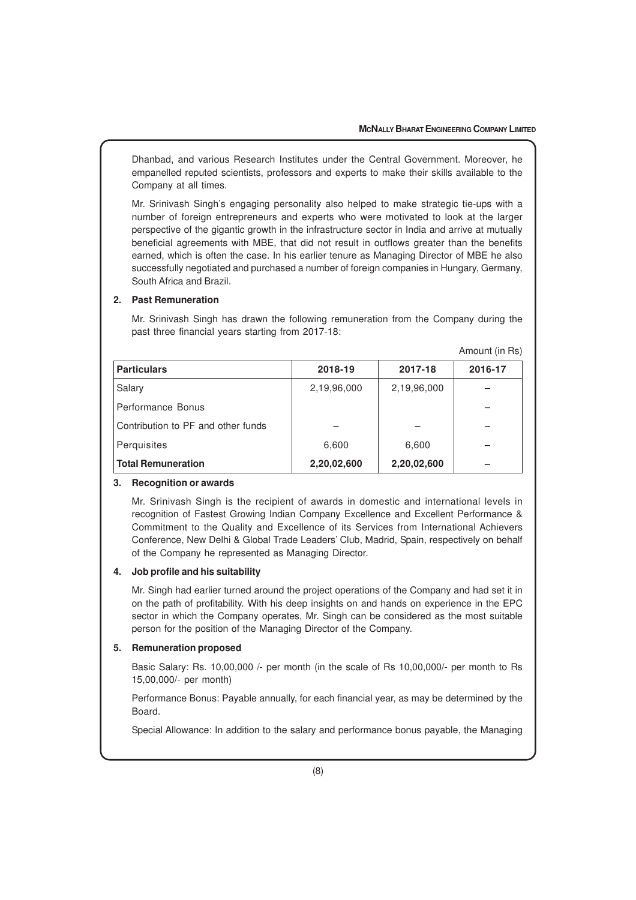Dhanbad, and various Research Institutes under the Central Government. Moreover, he empanelled reputed scientists, professors and experts to make their skills available to the Company at all times.

Mr. Srinivash Singh's engaging personality also helped to make strategic tie-ups with a number of foreign entrepreneurs and experts who were motivated to look at the larger perspective of the gigantic growth in the infrastructure sector in India and arrive at mutually beneficial agreements with MBE, that did not result in outflows greater than the benefits earned, which is often the case. In his earlier tenure as Managing Director of MBE he also successfully negotiated and purchased a number of foreign companies in Hungary, Germany, South Africa and Brazil.

**2. Past Remuneration**

Mr. Srinivash Singh has drawn the following remuneration from the Company during the past three financial years starting from 2017-18:

Amount (in Rs)

| Particulars | 2018-19 | 2017-18 | 2016-17 |
|---|---|---|---|
| Salary | 2,19,96,000 | 2,19,96,000 | – |
| Performance Bonus | | | – |
| Contribution to PF and other funds | – | – | – |
| Perquisites | 6,600 | 6,600 | – |
| **Total Remuneration** | **2,20,02,600** | **2,20,02,600** | **–** |

**3. Recognition or awards**

Mr. Srinivash Singh is the recipient of awards in domestic and international levels in recognition of Fastest Growing Indian Company Excellence and Excellent Performance & Commitment to the Quality and Excellence of its Services from International Achievers Conference, New Delhi & Global Trade Leaders' Club, Madrid, Spain, respectively on behalf of the Company he represented as Managing Director.

**4. Job profile and his suitability**

Mr. Singh had earlier turned around the project operations of the Company and had set it in on the path of profitability. With his deep insights on and hands on experience in the EPC sector in which the Company operates, Mr. Singh can be considered as the most suitable person for the position of the Managing Director of the Company.

**5. Remuneration proposed**

Basic Salary: Rs. 10,00,000 /- per month (in the scale of Rs 10,00,000/- per month to Rs 15,00,000/- per month)

Performance Bonus: Payable annually, for each financial year, as may be determined by the Board.

Special Allowance: In addition to the salary and performance bonus payable, the Managing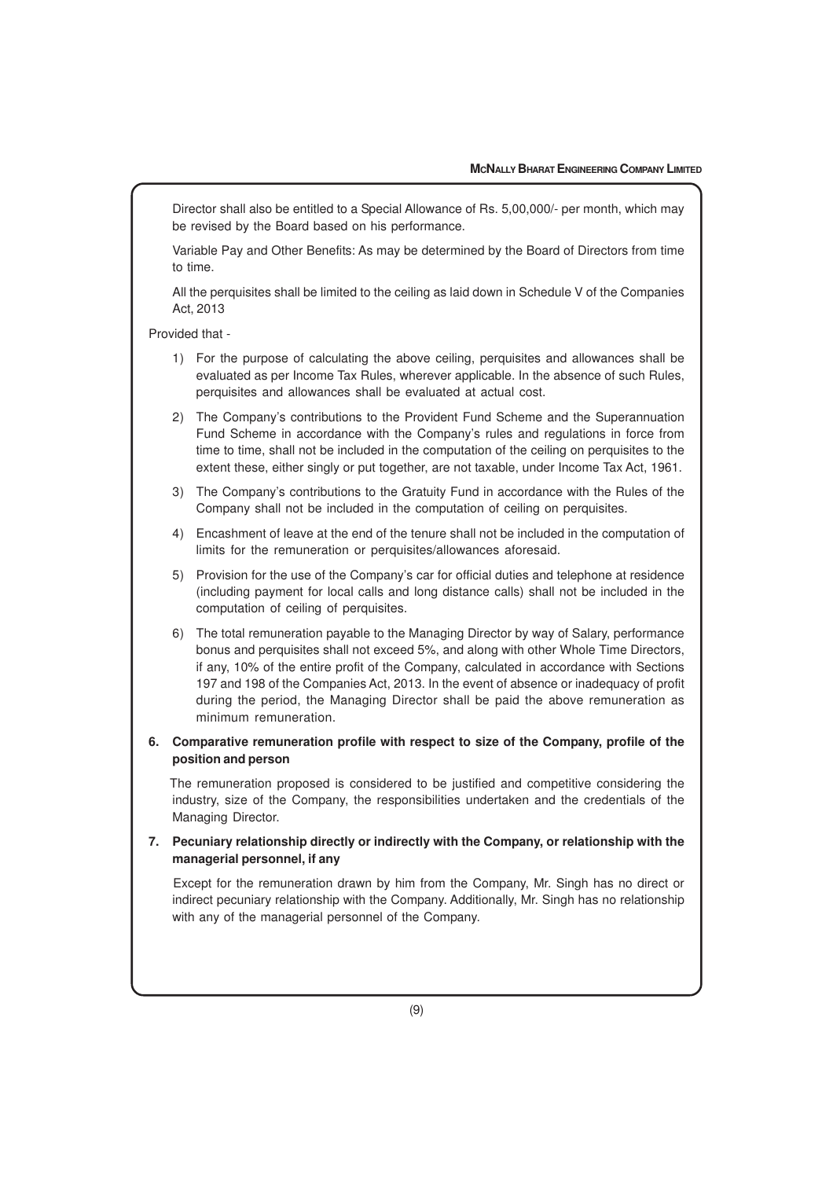Director shall also be entitled to a Special Allowance of Rs. 5,00,000/- per month, which may be revised by the Board based on his performance.

Variable Pay and Other Benefits: As may be determined by the Board of Directors from time to time.

All the perquisites shall be limited to the ceiling as laid down in Schedule V of the Companies Act, 2013

Provided that -

1) For the purpose of calculating the above ceiling, perquisites and allowances shall be evaluated as per Income Tax Rules, wherever applicable. In the absence of such Rules, perquisites and allowances shall be evaluated at actual cost.

2) The Company's contributions to the Provident Fund Scheme and the Superannuation Fund Scheme in accordance with the Company's rules and regulations in force from time to time, shall not be included in the computation of the ceiling on perquisites to the extent these, either singly or put together, are not taxable, under Income Tax Act, 1961.

3) The Company's contributions to the Gratuity Fund in accordance with the Rules of the Company shall not be included in the computation of ceiling on perquisites.

4) Encashment of leave at the end of the tenure shall not be included in the computation of limits for the remuneration or perquisites/allowances aforesaid.

5) Provision for the use of the Company's car for official duties and telephone at residence (including payment for local calls and long distance calls) shall not be included in the computation of ceiling of perquisites.

6) The total remuneration payable to the Managing Director by way of Salary, performance bonus and perquisites shall not exceed 5%, and along with other Whole Time Directors, if any, 10% of the entire profit of the Company, calculated in accordance with Sections 197 and 198 of the Companies Act, 2013. In the event of absence or inadequacy of profit during the period, the Managing Director shall be paid the above remuneration as minimum remuneration.

**6. Comparative remuneration profile with respect to size of the Company, profile of the position and person**

The remuneration proposed is considered to be justified and competitive considering the industry, size of the Company, the responsibilities undertaken and the credentials of the Managing Director.

**7. Pecuniary relationship directly or indirectly with the Company, or relationship with the managerial personnel, if any**

Except for the remuneration drawn by him from the Company, Mr. Singh has no direct or indirect pecuniary relationship with the Company. Additionally, Mr. Singh has no relationship with any of the managerial personnel of the Company.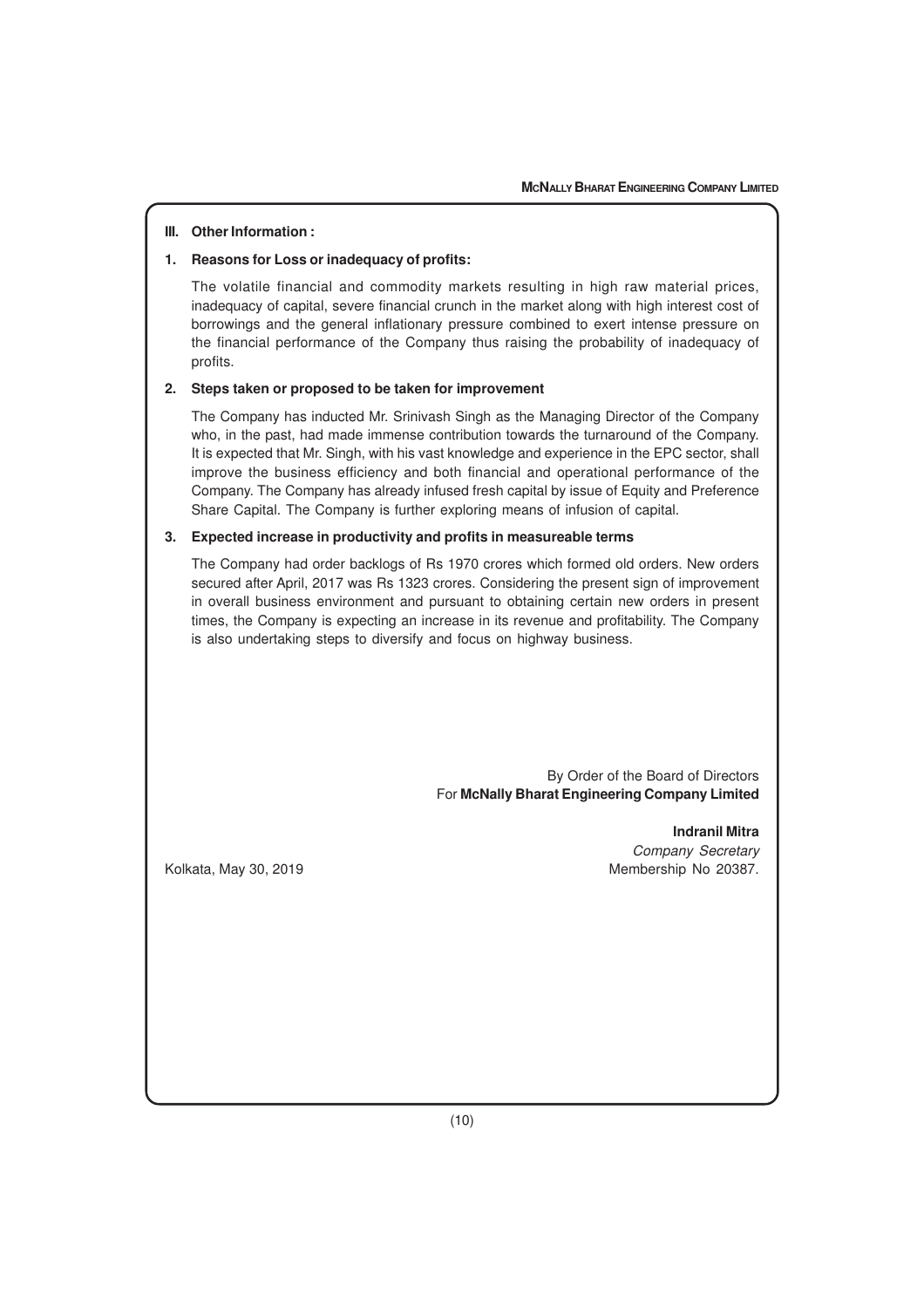### III. Other Information :

#### 1. Reasons for Loss or inadequacy of profits:

The volatile financial and commodity markets resulting in high raw material prices, inadequacy of capital, severe financial crunch in the market along with high interest cost of borrowings and the general inflationary pressure combined to exert intense pressure on the financial performance of the Company thus raising the probability of inadequacy of profits.

#### 2. Steps taken or proposed to be taken for improvement

The Company has inducted Mr. Srinivash Singh as the Managing Director of the Company who, in the past, had made immense contribution towards the turnaround of the Company. It is expected that Mr. Singh, with his vast knowledge and experience in the EPC sector, shall improve the business efficiency and both financial and operational performance of the Company. The Company has already infused fresh capital by issue of Equity and Preference Share Capital. The Company is further exploring means of infusion of capital.

#### 3. Expected increase in productivity and profits in measureable terms

The Company had order backlogs of Rs 1970 crores which formed old orders. New orders secured after April, 2017 was Rs 1323 crores. Considering the present sign of improvement in overall business environment and pursuant to obtaining certain new orders in present times, the Company is expecting an increase in its revenue and profitability. The Company is also undertaking steps to diversify and focus on highway business.

By Order of the Board of Directors
For **McNally Bharat Engineering Company Limited**

**Indranil Mitra**
*Company Secretary*
Membership No 20387.

Kolkata, May 30, 2019